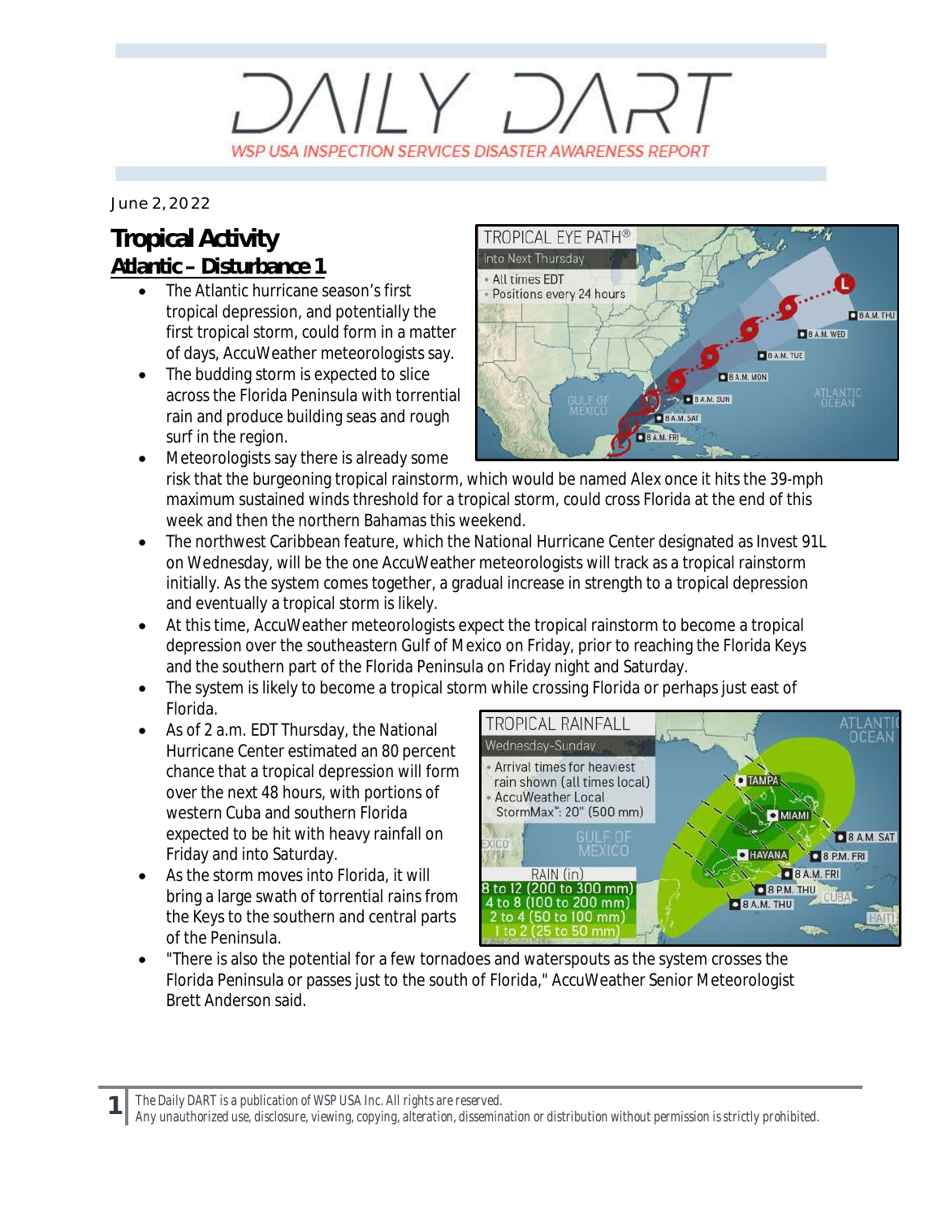# DAILY DART

WSP USA INSPECTION SERVICES DISASTER AWARENESS REPORT

June 2, 2022

## Tropical Activity

### Atlantic – Disturbance 1

- The Atlantic hurricane season's first tropical depression, and potentially the first tropical storm, could form in a matter of days, AccuWeather meteorologists say.
- The budding storm is expected to slice across the Florida Peninsula with torrential rain and produce building seas and rough surf in the region.
- Meteorologists say there is already some risk that the burgeoning tropical rainstorm, which would be named Alex once it hits the 39-mph maximum sustained winds threshold for a tropical storm, could cross Florida at the end of this week and then the northern Bahamas this weekend.
- The northwest Caribbean feature, which the National Hurricane Center designated as Invest 91L on Wednesday, will be the one AccuWeather meteorologists will track as a tropical rainstorm initially. As the system comes together, a gradual increase in strength to a tropical depression and eventually a tropical storm is likely.
- At this time, AccuWeather meteorologists expect the tropical rainstorm to become a tropical depression over the southeastern Gulf of Mexico on Friday, prior to reaching the Florida Keys and the southern part of the Florida Peninsula on Friday night and Saturday.
- The system is likely to become a tropical storm while crossing Florida or perhaps just east of Florida.
- As of 2 a.m. EDT Thursday, the National Hurricane Center estimated an 80 percent chance that a tropical depression will form over the next 48 hours, with portions of western Cuba and southern Florida expected to be hit with heavy rainfall on Friday and into Saturday.
- As the storm moves into Florida, it will bring a large swath of torrential rains from the Keys to the southern and central parts of the Peninsula.
- "There is also the potential for a few tornadoes and waterspouts as the system crosses the Florida Peninsula or passes just to the south of Florida," AccuWeather Senior Meteorologist Brett Anderson said.

The Daily DART is a publication of WSP USA Inc. All rights are reserved.
Any unauthorized use, disclosure, viewing, copying, alteration, dissemination or distribution without permission is strictly prohibited.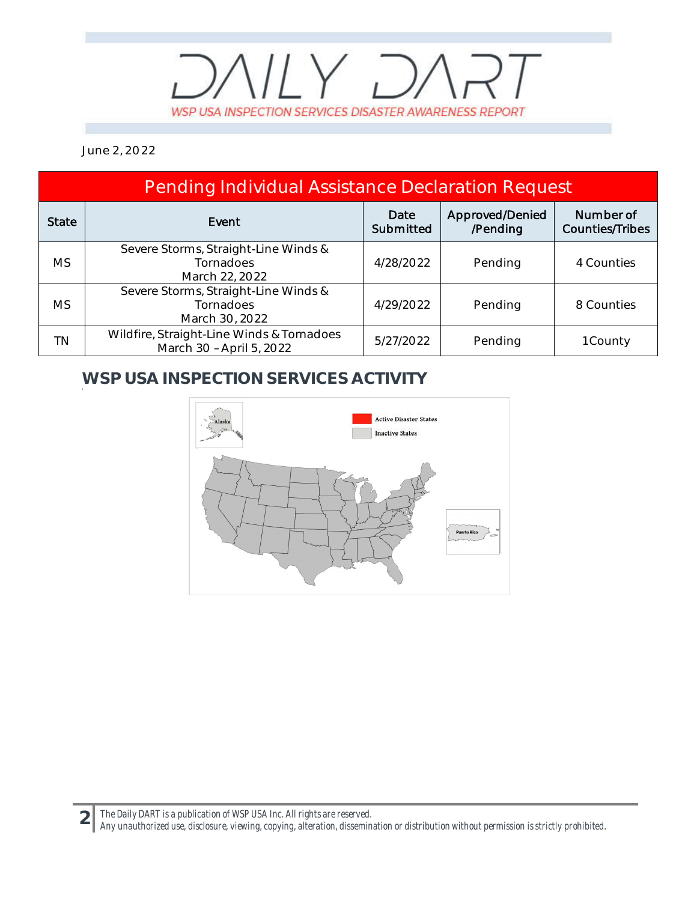# DAILY DART

WSP USA INSPECTION SERVICES DISASTER AWARENESS REPORT

June 2, 2022

## Pending Individual Assistance Declaration Request

| State | Event | Date Submitted | Approved/Denied /Pending | Number of Counties/Tribes |
|---|---|---|---|---|
| MS | Severe Storms, Straight-Line Winds & Tornadoes March 22, 2022 | 4/28/2022 | Pending | 4 Counties |
| MS | Severe Storms, Straight-Line Winds & Tornadoes March 30, 2022 | 4/29/2022 | Pending | 8 Counties |
| TN | Wildfire, Straight-Line Winds & Tornadoes March 30 – April 5, 2022 | 5/27/2022 | Pending | 1County |

## WSP USA INSPECTION SERVICES ACTIVITY

Active Disaster States

Inactive States

Alaska

Puerto Rico